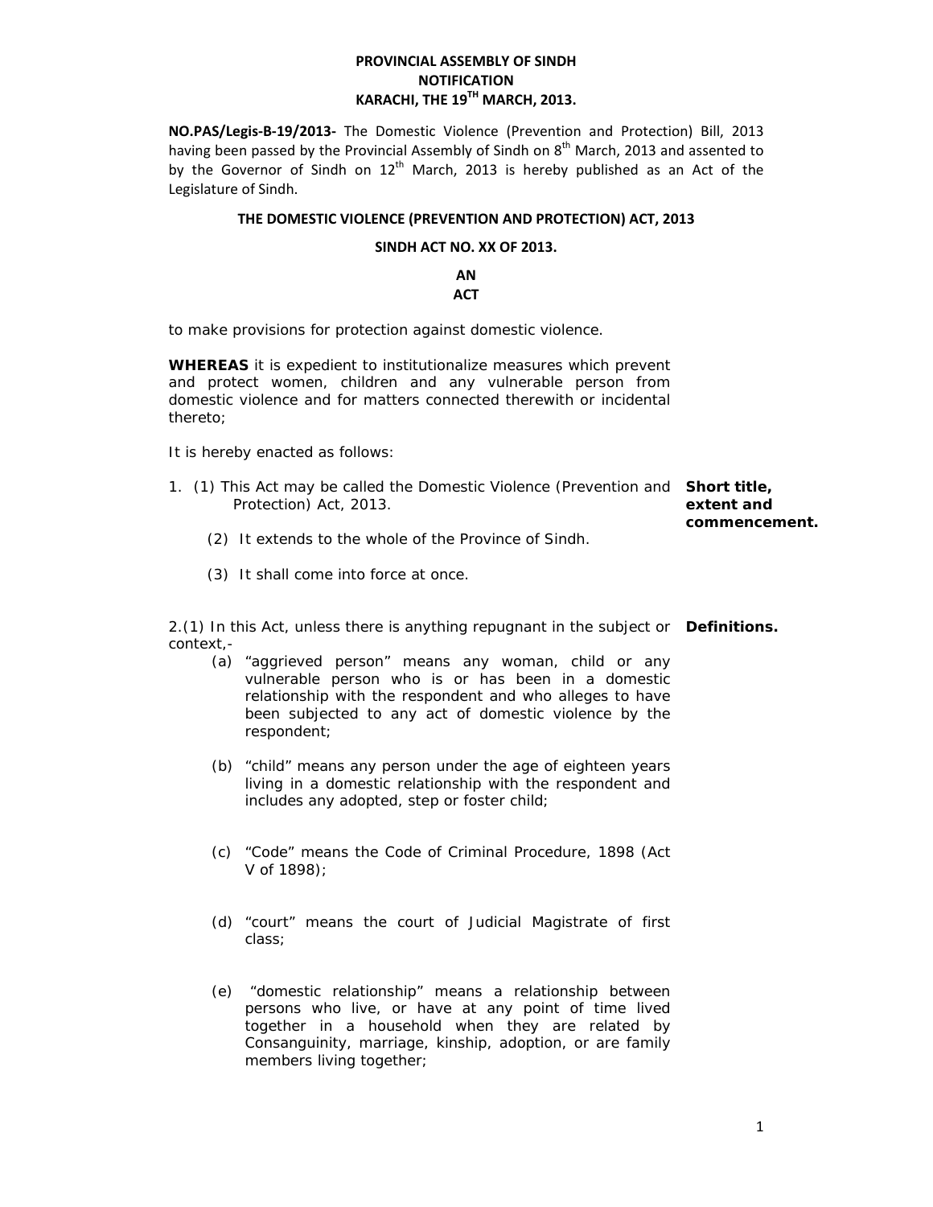**PROVINCIAL ASSEMBLY OF SINDH**
**NOTIFICATION**
**KARACHI, THE 19TH MARCH, 2013.**

**NO.PAS/Legis-B-19/2013-** The Domestic Violence (Prevention and Protection) Bill, 2013 having been passed by the Provincial Assembly of Sindh on 8th March, 2013 and assented to by the Governor of Sindh on 12th March, 2013 is hereby published as an Act of the Legislature of Sindh.

## THE DOMESTIC VIOLENCE (PREVENTION AND PROTECTION) ACT, 2013

**SINDH ACT NO. XX OF 2013.**

**AN**
**ACT**

to make provisions for protection against domestic violence.

**WHEREAS** it is expedient to institutionalize measures which prevent and protect women, children and any vulnerable person from domestic violence and for matters connected therewith or incidental thereto;

It is hereby enacted as follows:

**Short title, extent and commencement.**

1. (1) This Act may be called the Domestic Violence (Prevention and Protection) Act, 2013.

   (2) It extends to the whole of the Province of Sindh.

   (3) It shall come into force at once.

**Definitions.**

2.(1) In this Act, unless there is anything repugnant in the subject or context,-

(a) "aggrieved person" means any woman, child or any vulnerable person who is or has been in a domestic relationship with the respondent and who alleges to have been subjected to any act of domestic violence by the respondent;

(b) "child" means any person under the age of eighteen years living in a domestic relationship with the respondent and includes any adopted, step or foster child;

(c) "Code" means the Code of Criminal Procedure, 1898 (Act V of 1898);

(d) "court" means the court of Judicial Magistrate of first class;

(e) "domestic relationship" means a relationship between persons who live, or have at any point of time lived together in a household when they are related by Consanguinity, marriage, kinship, adoption, or are family members living together;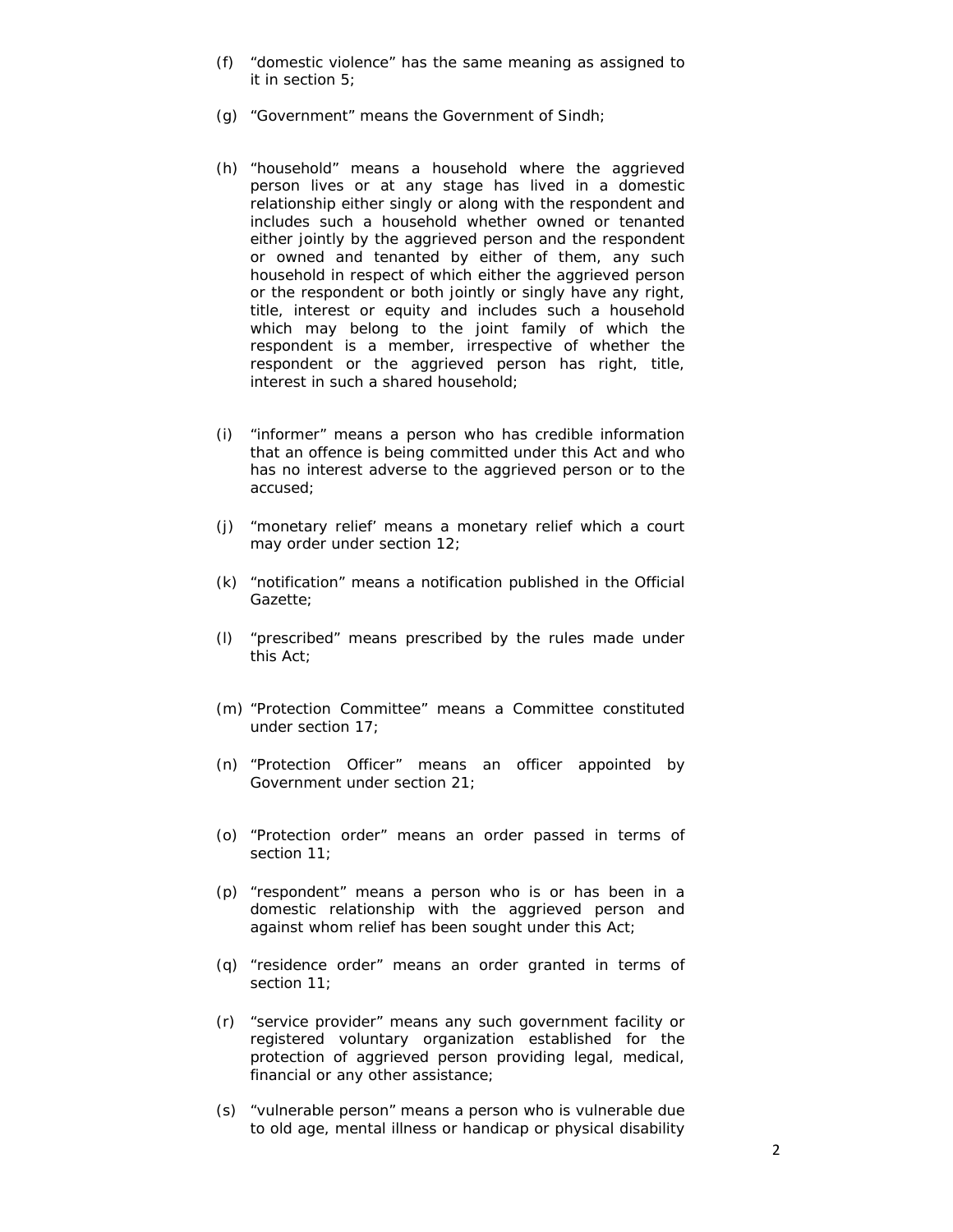(f) “domestic violence” has the same meaning as assigned to it in section 5;

(g) “Government” means the Government of Sindh;

(h) “household” means a household where the aggrieved person lives or at any stage has lived in a domestic relationship either singly or along with the respondent and includes such a household whether owned or tenanted either jointly by the aggrieved person and the respondent or owned and tenanted by either of them, any such household in respect of which either the aggrieved person or the respondent or both jointly or singly have any right, title, interest or equity and includes such a household which may belong to the joint family of which the respondent is a member, irrespective of whether the respondent or the aggrieved person has right, title, interest in such a shared household;

(i) “informer” means a person who has credible information that an offence is being committed under this Act and who has no interest adverse to the aggrieved person or to the accused;

(j) “monetary relief’ means a monetary relief which a court may order under section 12;

(k) “notification” means a notification published in the Official Gazette;

(l) “prescribed” means prescribed by the rules made under this Act;

(m) “Protection Committee” means a Committee constituted under section 17;

(n) “Protection Officer” means an officer appointed by Government under section 21;

(o) “Protection order” means an order passed in terms of section 11;

(p) “respondent” means a person who is or has been in a domestic relationship with the aggrieved person and against whom relief has been sought under this Act;

(q) “residence order” means an order granted in terms of section 11;

(r) “service provider” means any such government facility or registered voluntary organization established for the protection of aggrieved person providing legal, medical, financial or any other assistance;

(s) “vulnerable person” means a person who is vulnerable due to old age, mental illness or handicap or physical disability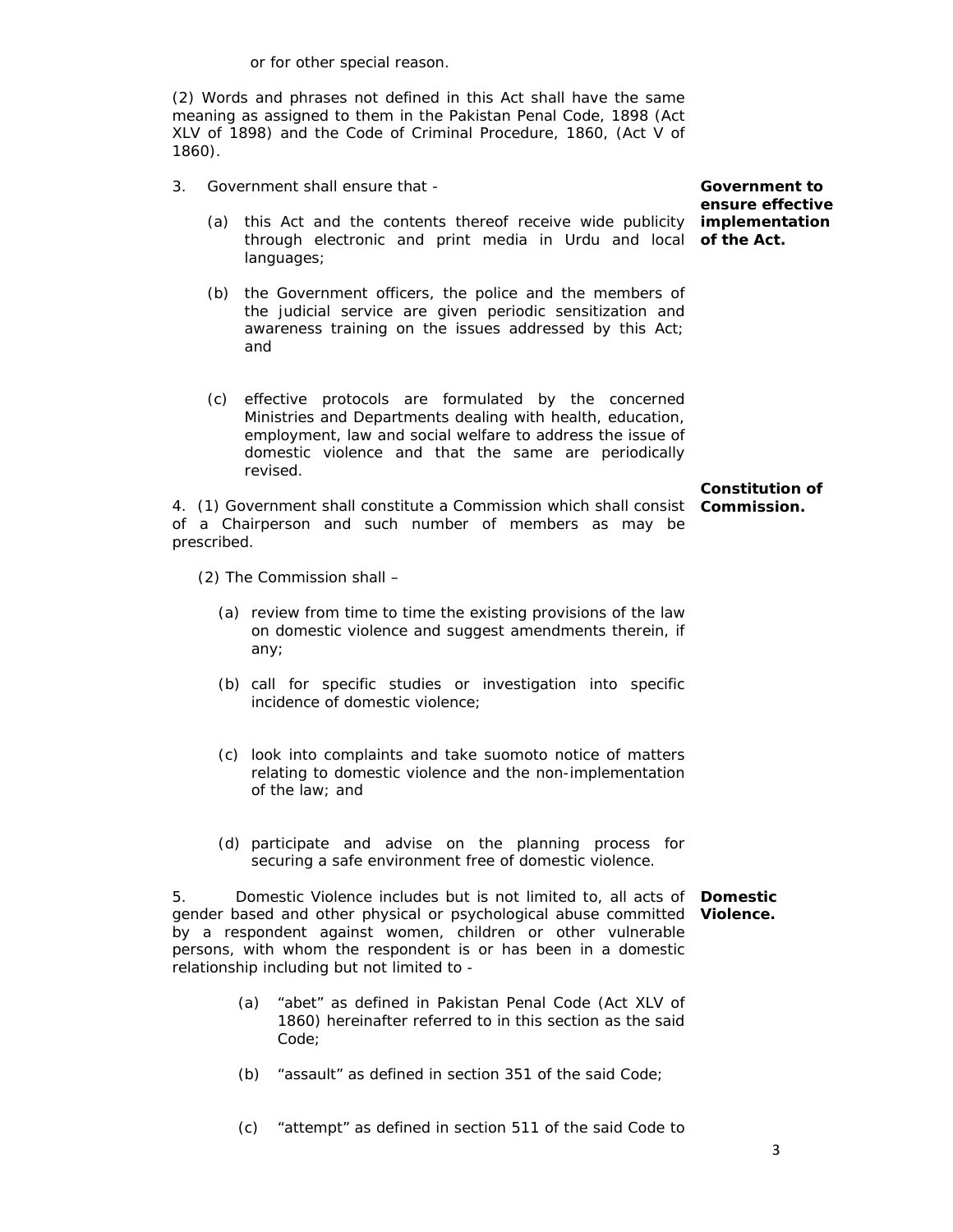or for other special reason.

(2) Words and phrases not defined in this Act shall have the same meaning as assigned to them in the Pakistan Penal Code, 1898 (Act XLV of 1898) and the Code of Criminal Procedure, 1860, (Act V of 1860).

**Government to ensure effective implementation of the Act.**

3. Government shall ensure that -

(a) this Act and the contents thereof receive wide publicity through electronic and print media in Urdu and local languages;

(b) the Government officers, the police and the members of the judicial service are given periodic sensitization and awareness training on the issues addressed by this Act; and

(c) effective protocols are formulated by the concerned Ministries and Departments dealing with health, education, employment, law and social welfare to address the issue of domestic violence and that the same are periodically revised.

**Constitution of Commission.**

4. (1) Government shall constitute a Commission which shall consist of a Chairperson and such number of members as may be prescribed.

(2) The Commission shall –

(a) review from time to time the existing provisions of the law on domestic violence and suggest amendments therein, if any;

(b) call for specific studies or investigation into specific incidence of domestic violence;

(c) look into complaints and take suomoto notice of matters relating to domestic violence and the non-implementation of the law; and

(d) participate and advise on the planning process for securing a safe environment free of domestic violence.

**Domestic Violence.**

5. Domestic Violence includes but is not limited to, all acts of gender based and other physical or psychological abuse committed by a respondent against women, children or other vulnerable persons, with whom the respondent is or has been in a domestic relationship including but not limited to -

(a) "abet" as defined in Pakistan Penal Code (Act XLV of 1860) hereinafter referred to in this section as the said Code;

(b) "assault" as defined in section 351 of the said Code;

(c) "attempt" as defined in section 511 of the said Code to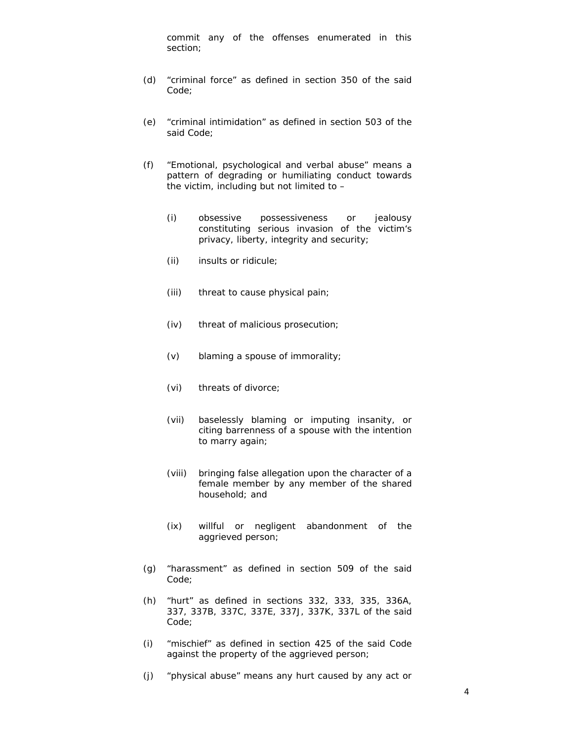commit any of the offenses enumerated in this section;

(d) "criminal force" as defined in section 350 of the said Code;

(e) "criminal intimidation" as defined in section 503 of the said Code;

(f) "Emotional, psychological and verbal abuse" means a pattern of degrading or humiliating conduct towards the victim, including but not limited to –

  (i) obsessive possessiveness or jealousy constituting serious invasion of the victim's privacy, liberty, integrity and security;

  (ii) insults or ridicule;

  (iii) threat to cause physical pain;

  (iv) threat of malicious prosecution;

  (v) blaming a spouse of immorality;

  (vi) threats of divorce;

  (vii) baselessly blaming or imputing insanity, or citing barrenness of a spouse with the intention to marry again;

  (viii) bringing false allegation upon the character of a female member by any member of the shared household; and

  (ix) willful or negligent abandonment of the aggrieved person;

(g) "harassment" as defined in section 509 of the said Code;

(h) "hurt" as defined in sections 332, 333, 335, 336A, 337, 337B, 337C, 337E, 337J, 337K, 337L of the said Code;

(i) "mischief" as defined in section 425 of the said Code against the property of the aggrieved person;

(j) "physical abuse" means any hurt caused by any act or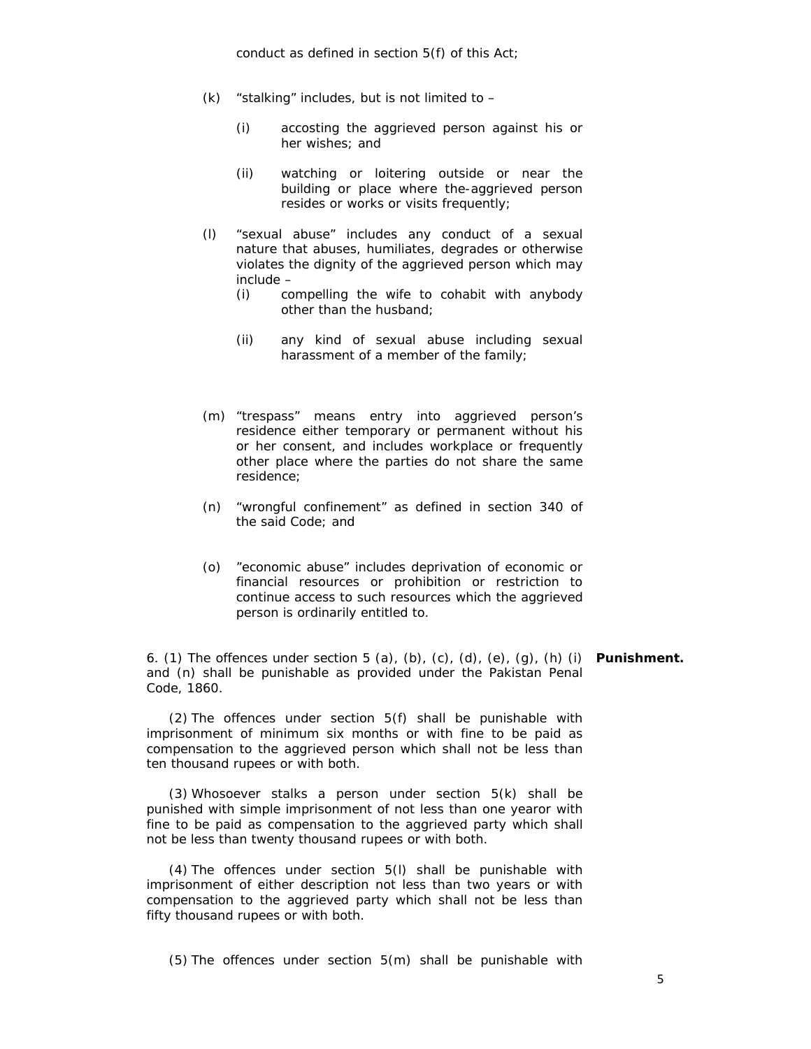conduct as defined in section 5(f) of this Act;

(k) "stalking" includes, but is not limited to –

  (i) accosting the aggrieved person against his or her wishes; and

  (ii) watching or loitering outside or near the building or place where the-aggrieved person resides or works or visits frequently;

(l) "sexual abuse" includes any conduct of a sexual nature that abuses, humiliates, degrades or otherwise violates the dignity of the aggrieved person which may include –

  (i) compelling the wife to cohabit with anybody other than the husband;

  (ii) any kind of sexual abuse including sexual harassment of a member of the family;

(m) "trespass" means entry into aggrieved person's residence either temporary or permanent without his or her consent, and includes workplace or frequently other place where the parties do not share the same residence;

(n) "wrongful confinement" as defined in section 340 of the said Code; and

(o) "economic abuse" includes deprivation of economic or financial resources or prohibition or restriction to continue access to such resources which the aggrieved person is ordinarily entitled to.

**Punishment.**

6. (1) The offences under section 5 (a), (b), (c), (d), (e), (g), (h) (i) and (n) shall be punishable as provided under the Pakistan Penal Code, 1860.

(2) The offences under section 5(f) shall be punishable with imprisonment of minimum six months or with fine to be paid as compensation to the aggrieved person which shall not be less than ten thousand rupees or with both.

(3) Whosoever stalks a person under section 5(k) shall be punished with simple imprisonment of not less than one yearor with fine to be paid as compensation to the aggrieved party which shall not be less than twenty thousand rupees or with both.

(4) The offences under section 5(l) shall be punishable with imprisonment of either description not less than two years or with compensation to the aggrieved party which shall not be less than fifty thousand rupees or with both.

(5) The offences under section 5(m) shall be punishable with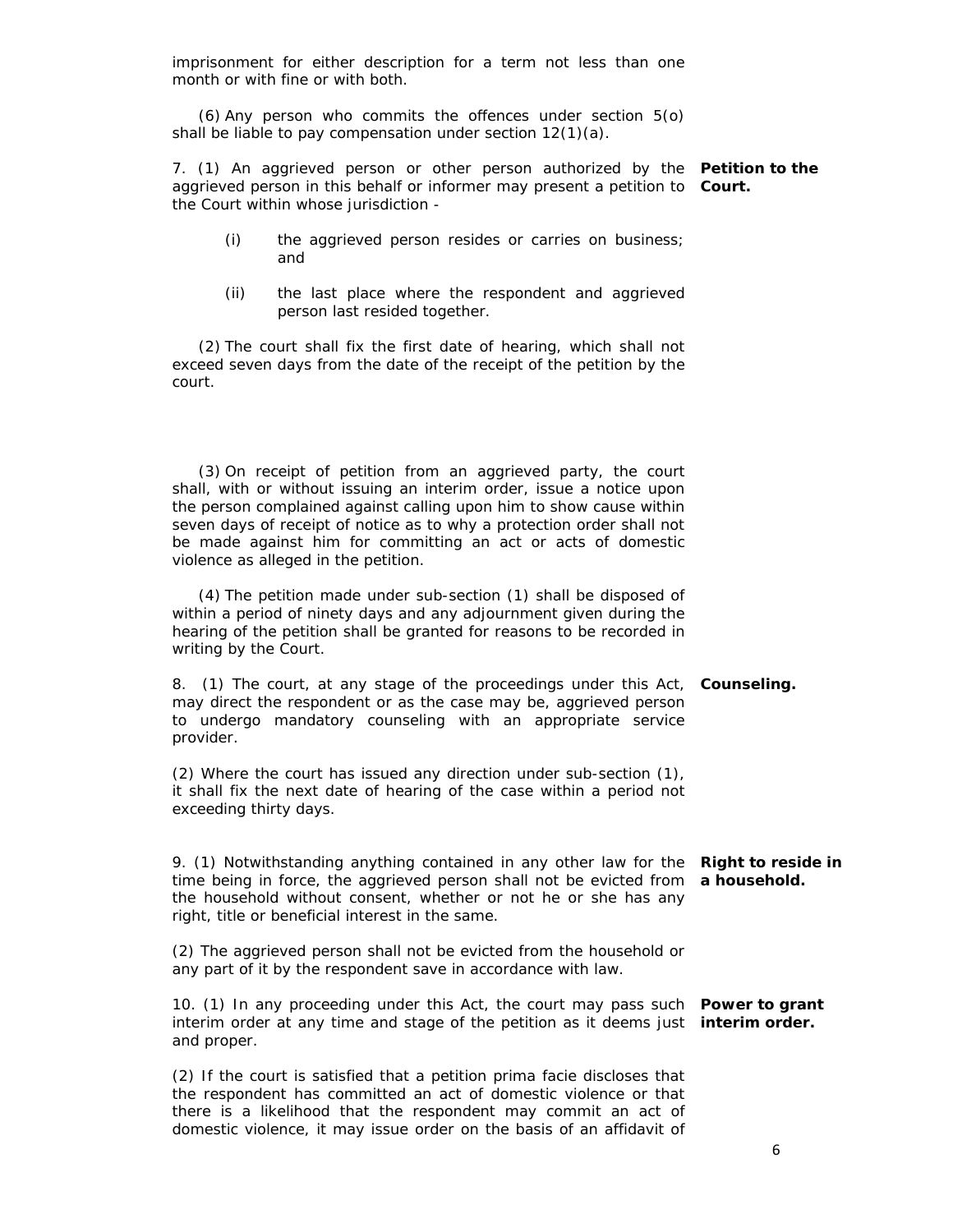imprisonment for either description for a term not less than one month or with fine or with both.

(6) Any person who commits the offences under section 5(o) shall be liable to pay compensation under section 12(1)(a).

**Petition to the Court.**

7. (1) An aggrieved person or other person authorized by the aggrieved person in this behalf or informer may present a petition to the Court within whose jurisdiction -

(i) the aggrieved person resides or carries on business; and

(ii) the last place where the respondent and aggrieved person last resided together.

(2) The court shall fix the first date of hearing, which shall not exceed seven days from the date of the receipt of the petition by the court.

(3) On receipt of petition from an aggrieved party, the court shall, with or without issuing an interim order, issue a notice upon the person complained against calling upon him to show cause within seven days of receipt of notice as to why a protection order shall not be made against him for committing an act or acts of domestic violence as alleged in the petition.

(4) The petition made under sub-section (1) shall be disposed of within a period of ninety days and any adjournment given during the hearing of the petition shall be granted for reasons to be recorded in writing by the Court.

**Counseling.**

8. (1) The court, at any stage of the proceedings under this Act, may direct the respondent or as the case may be, aggrieved person to undergo mandatory counseling with an appropriate service provider.

(2) Where the court has issued any direction under sub-section (1), it shall fix the next date of hearing of the case within a period not exceeding thirty days.

**Right to reside in a household.**

9. (1) Notwithstanding anything contained in any other law for the time being in force, the aggrieved person shall not be evicted from the household without consent, whether or not he or she has any right, title or beneficial interest in the same.

(2) The aggrieved person shall not be evicted from the household or any part of it by the respondent save in accordance with law.

**Power to grant interim order.**

10. (1) In any proceeding under this Act, the court may pass such interim order at any time and stage of the petition as it deems just and proper.

(2) If the court is satisfied that a petition prima facie discloses that the respondent has committed an act of domestic violence or that there is a likelihood that the respondent may commit an act of domestic violence, it may issue order on the basis of an affidavit of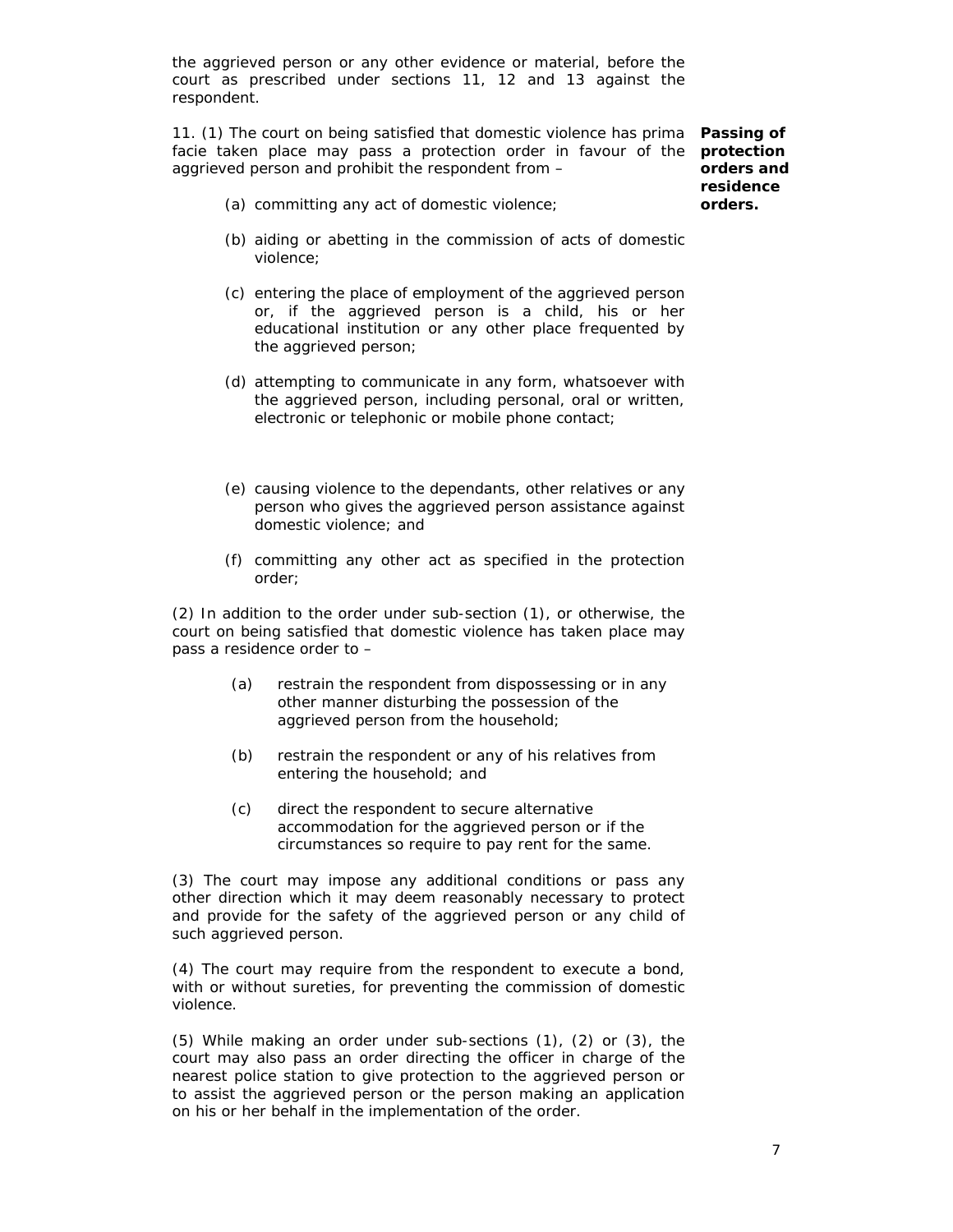the aggrieved person or any other evidence or material, before the court as prescribed under sections 11, 12 and 13 against the respondent.

**Passing of protection orders and residence orders.**

11. (1) The court on being satisfied that domestic violence has prima facie taken place may pass a protection order in favour of the aggrieved person and prohibit the respondent from –

(a) committing any act of domestic violence;

(b) aiding or abetting in the commission of acts of domestic violence;

(c) entering the place of employment of the aggrieved person or, if the aggrieved person is a child, his or her educational institution or any other place frequented by the aggrieved person;

(d) attempting to communicate in any form, whatsoever with the aggrieved person, including personal, oral or written, electronic or telephonic or mobile phone contact;

(e) causing violence to the dependants, other relatives or any person who gives the aggrieved person assistance against domestic violence; and

(f) committing any other act as specified in the protection order;

(2) In addition to the order under sub-section (1), or otherwise, the court on being satisfied that domestic violence has taken place may pass a residence order to –

(a) restrain the respondent from dispossessing or in any other manner disturbing the possession of the aggrieved person from the household;

(b) restrain the respondent or any of his relatives from entering the household; and

(c) direct the respondent to secure alternative accommodation for the aggrieved person or if the circumstances so require to pay rent for the same.

(3) The court may impose any additional conditions or pass any other direction which it may deem reasonably necessary to protect and provide for the safety of the aggrieved person or any child of such aggrieved person.

(4) The court may require from the respondent to execute a bond, with or without sureties, for preventing the commission of domestic violence.

(5) While making an order under sub-sections (1), (2) or (3), the court may also pass an order directing the officer in charge of the nearest police station to give protection to the aggrieved person or to assist the aggrieved person or the person making an application on his or her behalf in the implementation of the order.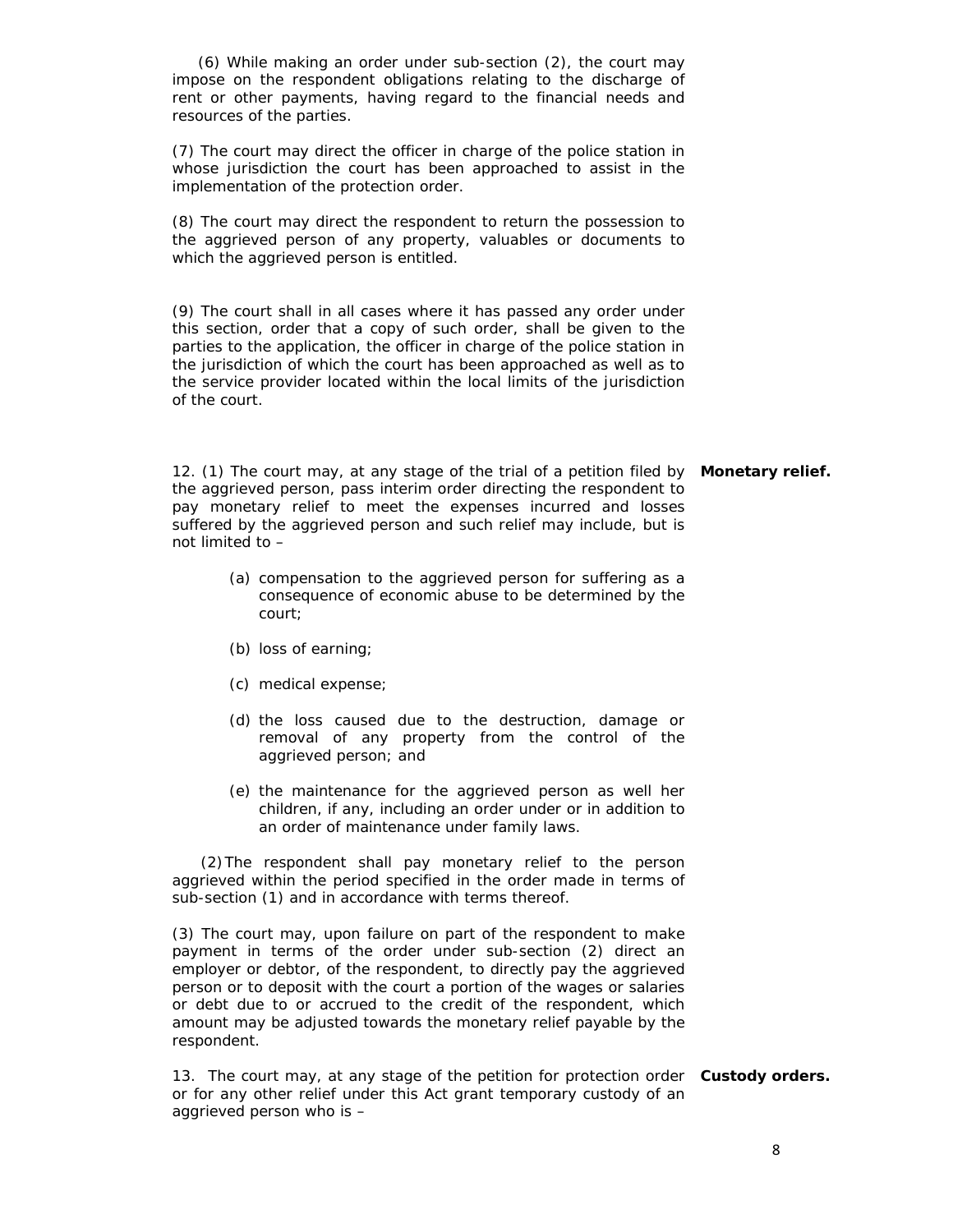(6) While making an order under sub-section (2), the court may impose on the respondent obligations relating to the discharge of rent or other payments, having regard to the financial needs and resources of the parties.

(7) The court may direct the officer in charge of the police station in whose jurisdiction the court has been approached to assist in the implementation of the protection order.

(8) The court may direct the respondent to return the possession to the aggrieved person of any property, valuables or documents to which the aggrieved person is entitled.

(9) The court shall in all cases where it has passed any order under this section, order that a copy of such order, shall be given to the parties to the application, the officer in charge of the police station in the jurisdiction of which the court has been approached as well as to the service provider located within the local limits of the jurisdiction of the court.

**Monetary relief.**

12. (1) The court may, at any stage of the trial of a petition filed by the aggrieved person, pass interim order directing the respondent to pay monetary relief to meet the expenses incurred and losses suffered by the aggrieved person and such relief may include, but is not limited to –

(a) compensation to the aggrieved person for suffering as a consequence of economic abuse to be determined by the court;

(b) loss of earning;

(c) medical expense;

(d) the loss caused due to the destruction, damage or removal of any property from the control of the aggrieved person; and

(e) the maintenance for the aggrieved person as well her children, if any, including an order under or in addition to an order of maintenance under family laws.

(2) The respondent shall pay monetary relief to the person aggrieved within the period specified in the order made in terms of sub-section (1) and in accordance with terms thereof.

(3) The court may, upon failure on part of the respondent to make payment in terms of the order under sub-section (2) direct an employer or debtor, of the respondent, to directly pay the aggrieved person or to deposit with the court a portion of the wages or salaries or debt due to or accrued to the credit of the respondent, which amount may be adjusted towards the monetary relief payable by the respondent.

**Custody orders.**

13. The court may, at any stage of the petition for protection order or for any other relief under this Act grant temporary custody of an aggrieved person who is –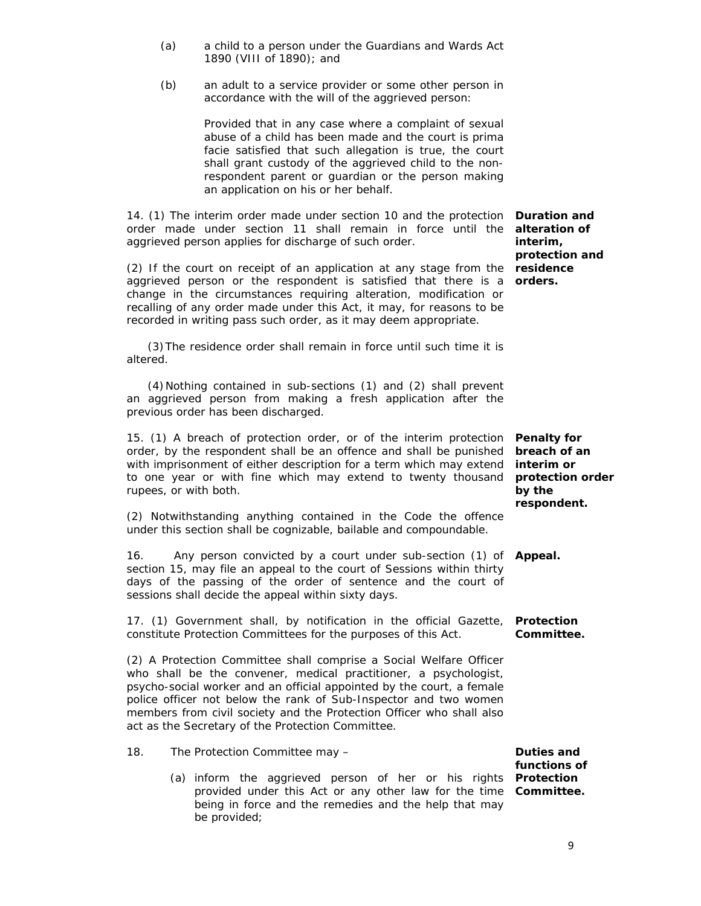(a) a child to a person under the Guardians and Wards Act 1890 (VIII of 1890); and

(b) an adult to a service provider or some other person in accordance with the will of the aggrieved person:

Provided that in any case where a complaint of sexual abuse of a child has been made and the court is prima facie satisfied that such allegation is true, the court shall grant custody of the aggrieved child to the non-respondent parent or guardian or the person making an application on his or her behalf.

**Duration and alteration of interim, protection and residence orders.**

14. (1) The interim order made under section 10 and the protection order made under section 11 shall remain in force until the aggrieved person applies for discharge of such order.

(2) If the court on receipt of an application at any stage from the aggrieved person or the respondent is satisfied that there is a change in the circumstances requiring alteration, modification or recalling of any order made under this Act, it may, for reasons to be recorded in writing pass such order, as it may deem appropriate.

(3) The residence order shall remain in force until such time it is altered.

(4) Nothing contained in sub-sections (1) and (2) shall prevent an aggrieved person from making a fresh application after the previous order has been discharged.

**Penalty for breach of an interim or protection order by the respondent.**

15. (1) A breach of protection order, or of the interim protection order, by the respondent shall be an offence and shall be punished with imprisonment of either description for a term which may extend to one year or with fine which may extend to twenty thousand rupees, or with both.

(2) Notwithstanding anything contained in the Code the offence under this section shall be cognizable, bailable and compoundable.

**Appeal.**

16. Any person convicted by a court under sub-section (1) of section 15, may file an appeal to the court of Sessions within thirty days of the passing of the order of sentence and the court of sessions shall decide the appeal within sixty days.

**Protection Committee.**

17. (1) Government shall, by notification in the official Gazette, constitute Protection Committees for the purposes of this Act.

(2) A Protection Committee shall comprise a Social Welfare Officer who shall be the convener, medical practitioner, a psychologist, psycho-social worker and an official appointed by the court, a female police officer not below the rank of Sub-Inspector and two women members from civil society and the Protection Officer who shall also act as the Secretary of the Protection Committee.

**Duties and functions of Protection Committee.**

18. The Protection Committee may –

(a) inform the aggrieved person of her or his rights provided under this Act or any other law for the time being in force and the remedies and the help that may be provided;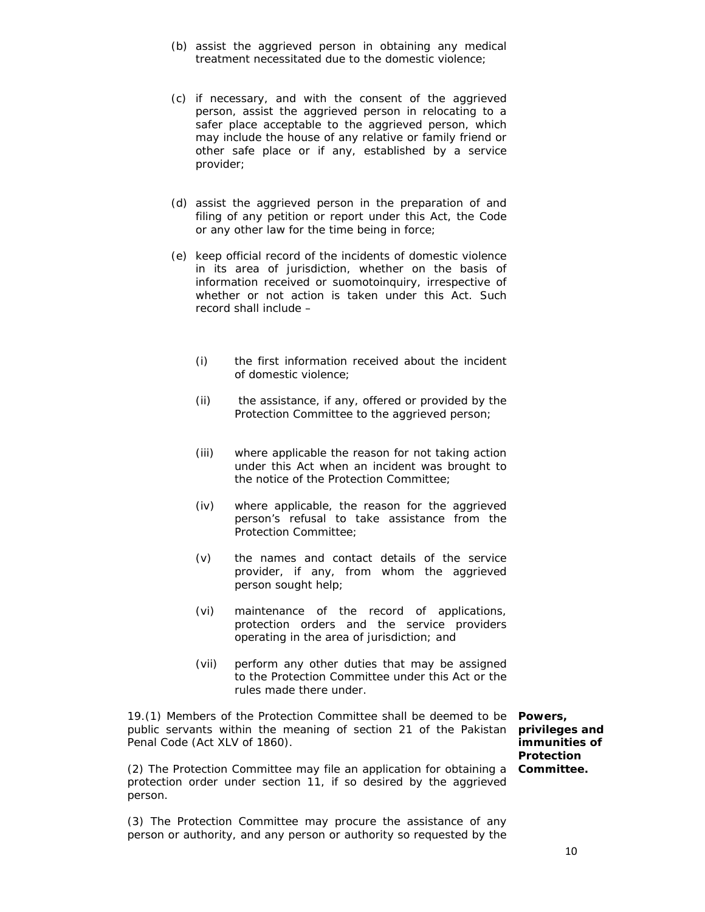(b) assist the aggrieved person in obtaining any medical treatment necessitated due to the domestic violence;

(c) if necessary, and with the consent of the aggrieved person, assist the aggrieved person in relocating to a safer place acceptable to the aggrieved person, which may include the house of any relative or family friend or other safe place or if any, established by a service provider;

(d) assist the aggrieved person in the preparation of and filing of any petition or report under this Act, the Code or any other law for the time being in force;

(e) keep official record of the incidents of domestic violence in its area of jurisdiction, whether on the basis of information received or suomotoinquiry, irrespective of whether or not action is taken under this Act. Such record shall include –

(i) the first information received about the incident of domestic violence;

(ii) the assistance, if any, offered or provided by the Protection Committee to the aggrieved person;

(iii) where applicable the reason for not taking action under this Act when an incident was brought to the notice of the Protection Committee;

(iv) where applicable, the reason for the aggrieved person's refusal to take assistance from the Protection Committee;

(v) the names and contact details of the service provider, if any, from whom the aggrieved person sought help;

(vi) maintenance of the record of applications, protection orders and the service providers operating in the area of jurisdiction; and

(vii) perform any other duties that may be assigned to the Protection Committee under this Act or the rules made there under.

**Powers, privileges and immunities of Protection Committee.**

19.(1) Members of the Protection Committee shall be deemed to be public servants within the meaning of section 21 of the Pakistan Penal Code (Act XLV of 1860).

(2) The Protection Committee may file an application for obtaining a protection order under section 11, if so desired by the aggrieved person.

(3) The Protection Committee may procure the assistance of any person or authority, and any person or authority so requested by the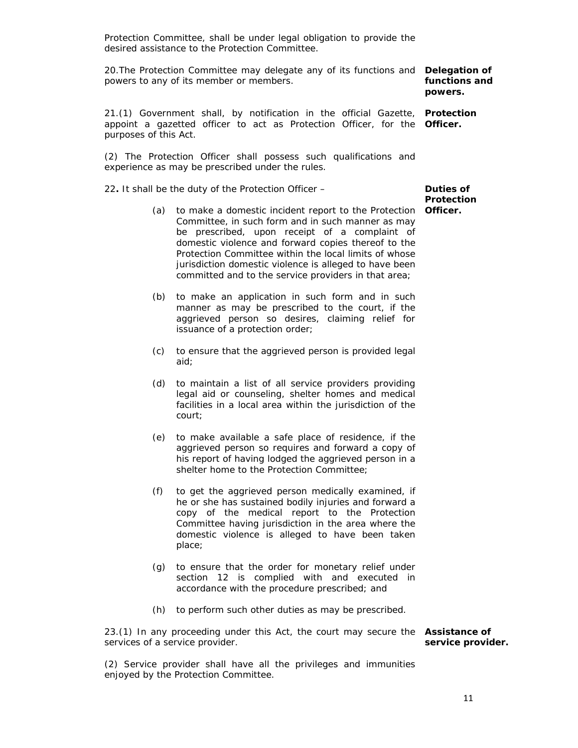Protection Committee, shall be under legal obligation to provide the desired assistance to the Protection Committee.

**Delegation of functions and powers.**

20.The Protection Committee may delegate any of its functions and powers to any of its member or members.

**Protection Officer.**

21.(1) Government shall, by notification in the official Gazette, appoint a gazetted officer to act as Protection Officer, for the purposes of this Act.

(2) The Protection Officer shall possess such qualifications and experience as may be prescribed under the rules.

**Duties of Protection Officer.**

22**.** It shall be the duty of the Protection Officer –

(a) to make a domestic incident report to the Protection Committee, in such form and in such manner as may be prescribed, upon receipt of a complaint of domestic violence and forward copies thereof to the Protection Committee within the local limits of whose jurisdiction domestic violence is alleged to have been committed and to the service providers in that area;

(b) to make an application in such form and in such manner as may be prescribed to the court, if the aggrieved person so desires, claiming relief for issuance of a protection order;

(c) to ensure that the aggrieved person is provided legal aid;

(d) to maintain a list of all service providers providing legal aid or counseling, shelter homes and medical facilities in a local area within the jurisdiction of the court;

(e) to make available a safe place of residence, if the aggrieved person so requires and forward a copy of his report of having lodged the aggrieved person in a shelter home to the Protection Committee;

(f) to get the aggrieved person medically examined, if he or she has sustained bodily injuries and forward a copy of the medical report to the Protection Committee having jurisdiction in the area where the domestic violence is alleged to have been taken place;

(g) to ensure that the order for monetary relief under section 12 is complied with and executed in accordance with the procedure prescribed; and

(h) to perform such other duties as may be prescribed.

**Assistance of service provider.**

23.(1) In any proceeding under this Act, the court may secure the services of a service provider.

(2) Service provider shall have all the privileges and immunities enjoyed by the Protection Committee.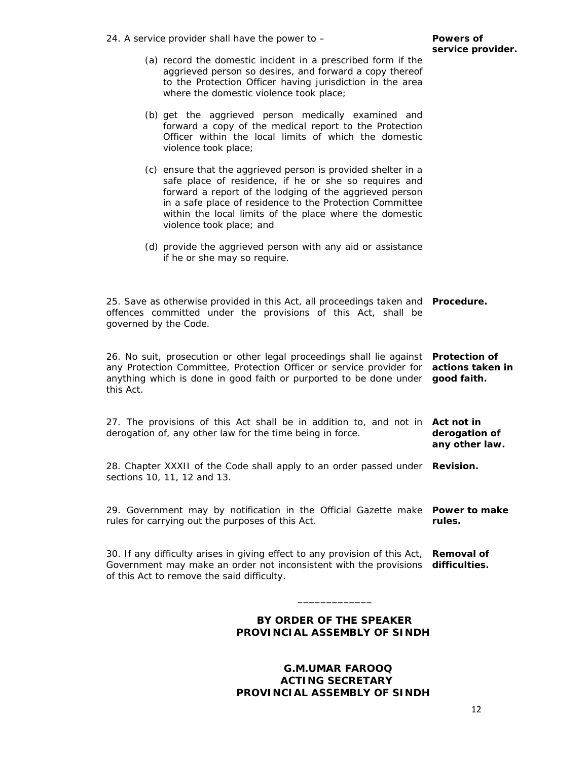24. A service provider shall have the power to – **Powers of service provider.**

(a) record the domestic incident in a prescribed form if the aggrieved person so desires, and forward a copy thereof to the Protection Officer having jurisdiction in the area where the domestic violence took place;

(b) get the aggrieved person medically examined and forward a copy of the medical report to the Protection Officer within the local limits of which the domestic violence took place;

(c) ensure that the aggrieved person is provided shelter in a safe place of residence, if he or she so requires and forward a report of the lodging of the aggrieved person in a safe place of residence to the Protection Committee within the local limits of the place where the domestic violence took place; and

(d) provide the aggrieved person with any aid or assistance if he or she may so require.

25. Save as otherwise provided in this Act, all proceedings taken and offences committed under the provisions of this Act, shall be governed by the Code. **Procedure.**

26. No suit, prosecution or other legal proceedings shall lie against any Protection Committee, Protection Officer or service provider for anything which is done in good faith or purported to be done under this Act. **Protection of actions taken in good faith.**

27. The provisions of this Act shall be in addition to, and not in derogation of, any other law for the time being in force. **Act not in derogation of any other law.**

28. Chapter XXXII of the Code shall apply to an order passed under sections 10, 11, 12 and 13. **Revision.**

29. Government may by notification in the Official Gazette make rules for carrying out the purposes of this Act. **Power to make rules.**

30. If any difficulty arises in giving effect to any provision of this Act, Government may make an order not inconsistent with the provisions of this Act to remove the said difficulty. **Removal of difficulties.**

\_\_\_\_\_\_\_\_\_\_\_\_\_

**BY ORDER OF THE SPEAKER**
**PROVINCIAL ASSEMBLY OF SINDH**

**G.M.UMAR FAROOQ**
**ACTING SECRETARY**
**PROVINCIAL ASSEMBLY OF SINDH**